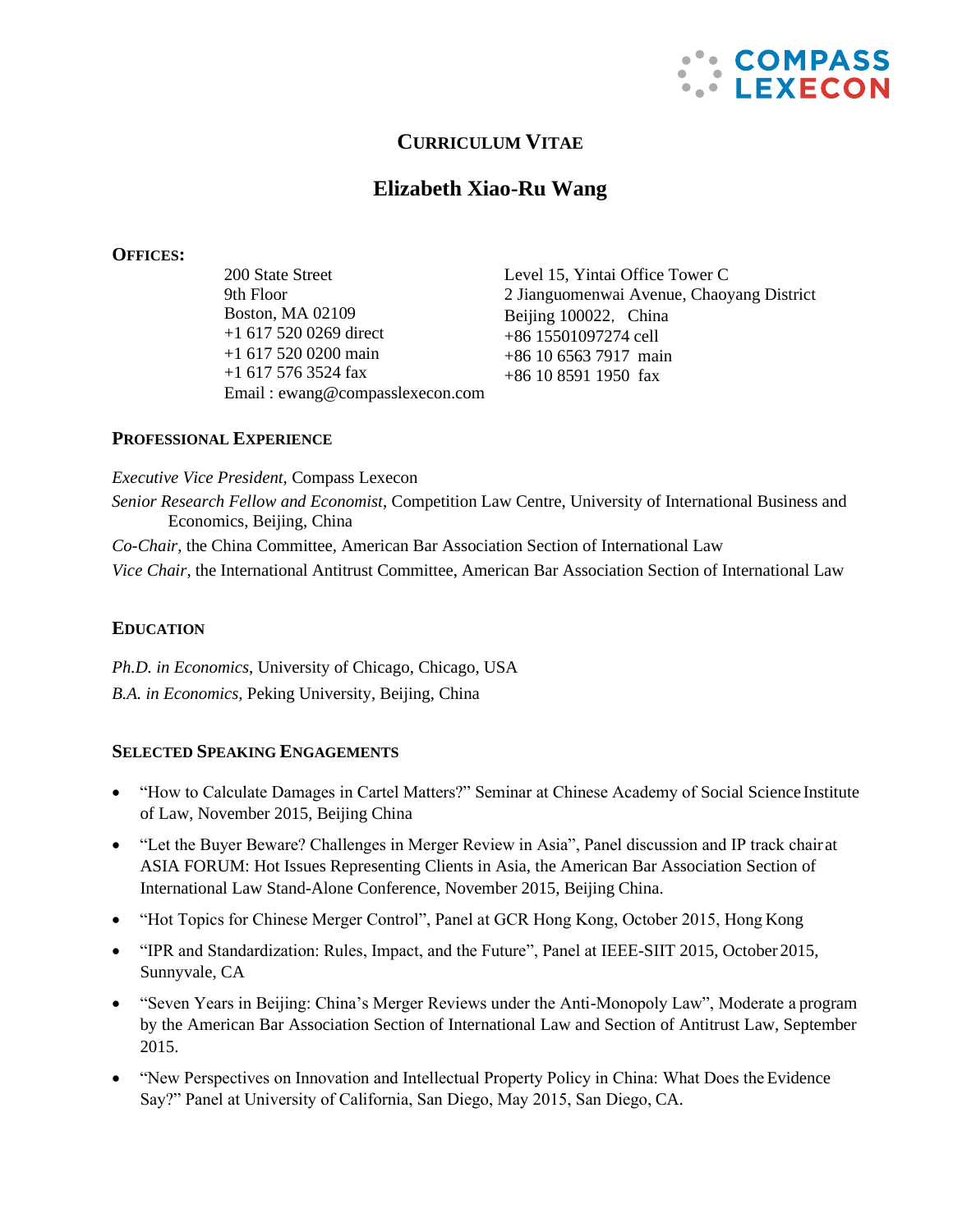# CURRICULUM VITAE

## Elizabeth Xiao-Ru Wang

**OFFICES:**

200 State Street
9th Floor
Boston, MA 02109
+1 617 520 0269 direct
+1 617 520 0200 main
+1 617 576 3524 fax
Email : ewang@compasslexecon.com

Level 15, Yintai Office Tower C
2 Jianguomenwai Avenue, Chaoyang District
Beijing 100022, China
+86 15501097274 cell
+86 10 6563 7917 main
+86 10 8591 1950 fax

**PROFESSIONAL EXPERIENCE**

*Executive Vice President*, Compass Lexecon

*Senior Research Fellow and Economist*, Competition Law Centre, University of International Business and Economics, Beijing, China

*Co-Chair*, the China Committee, American Bar Association Section of International Law

*Vice Chair*, the International Antitrust Committee, American Bar Association Section of International Law

**EDUCATION**

*Ph.D. in Economics*, University of Chicago, Chicago, USA

*B.A. in Economics*, Peking University, Beijing, China

**SELECTED SPEAKING ENGAGEMENTS**

- "How to Calculate Damages in Cartel Matters?" Seminar at Chinese Academy of Social Science Institute of Law, November 2015, Beijing China
- "Let the Buyer Beware? Challenges in Merger Review in Asia", Panel discussion and IP track chair at ASIA FORUM: Hot Issues Representing Clients in Asia, the American Bar Association Section of International Law Stand-Alone Conference, November 2015, Beijing China.
- "Hot Topics for Chinese Merger Control", Panel at GCR Hong Kong, October 2015, Hong Kong
- "IPR and Standardization: Rules, Impact, and the Future", Panel at IEEE-SIIT 2015, October 2015, Sunnyvale, CA
- "Seven Years in Beijing: China's Merger Reviews under the Anti-Monopoly Law", Moderate a program by the American Bar Association Section of International Law and Section of Antitrust Law, September 2015.
- "New Perspectives on Innovation and Intellectual Property Policy in China: What Does the Evidence Say?" Panel at University of California, San Diego, May 2015, San Diego, CA.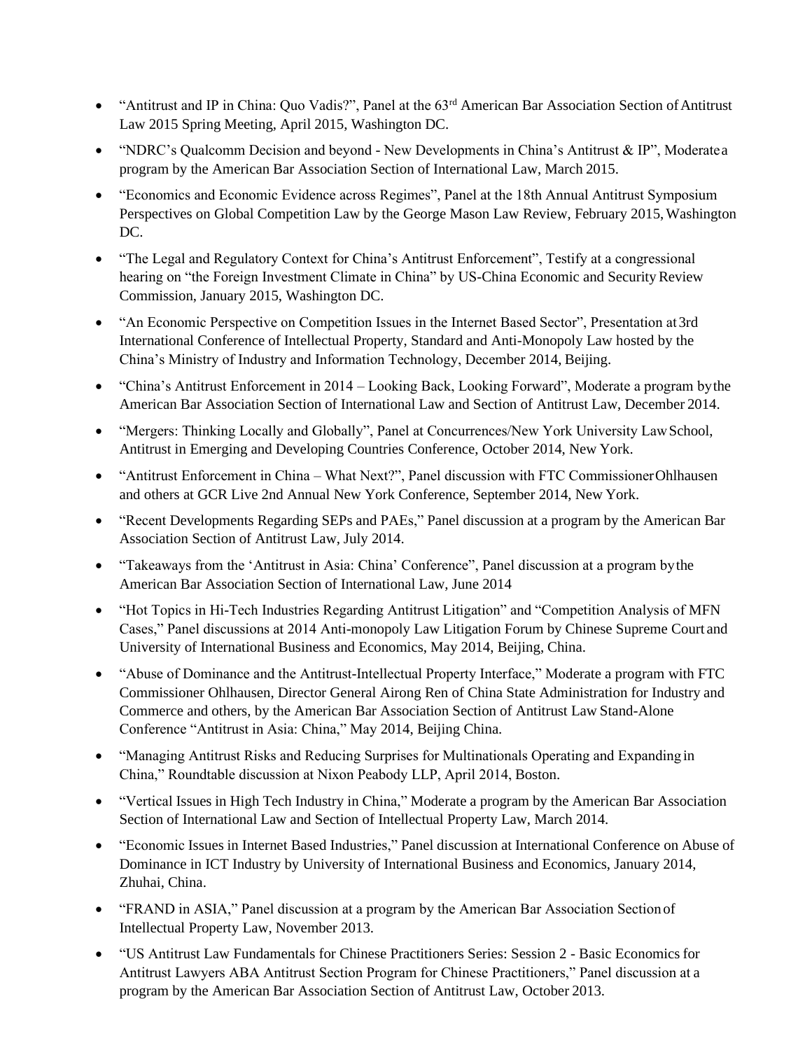- "Antitrust and IP in China: Quo Vadis?", Panel at the 63rd American Bar Association Section of Antitrust Law 2015 Spring Meeting, April 2015, Washington DC.
- "NDRC's Qualcomm Decision and beyond - New Developments in China's Antitrust & IP", Moderate a program by the American Bar Association Section of International Law, March 2015.
- "Economics and Economic Evidence across Regimes", Panel at the 18th Annual Antitrust Symposium Perspectives on Global Competition Law by the George Mason Law Review, February 2015, Washington DC.
- "The Legal and Regulatory Context for China's Antitrust Enforcement", Testify at a congressional hearing on "the Foreign Investment Climate in China" by US-China Economic and Security Review Commission, January 2015, Washington DC.
- "An Economic Perspective on Competition Issues in the Internet Based Sector", Presentation at 3rd International Conference of Intellectual Property, Standard and Anti-Monopoly Law hosted by the China's Ministry of Industry and Information Technology, December 2014, Beijing.
- "China's Antitrust Enforcement in 2014 – Looking Back, Looking Forward", Moderate a program by the American Bar Association Section of International Law and Section of Antitrust Law, December 2014.
- "Mergers: Thinking Locally and Globally", Panel at Concurrences/New York University Law School, Antitrust in Emerging and Developing Countries Conference, October 2014, New York.
- "Antitrust Enforcement in China – What Next?", Panel discussion with FTC Commissioner Ohlhausen and others at GCR Live 2nd Annual New York Conference, September 2014, New York.
- "Recent Developments Regarding SEPs and PAEs," Panel discussion at a program by the American Bar Association Section of Antitrust Law, July 2014.
- "Takeaways from the 'Antitrust in Asia: China' Conference", Panel discussion at a program by the American Bar Association Section of International Law, June 2014
- "Hot Topics in Hi-Tech Industries Regarding Antitrust Litigation" and "Competition Analysis of MFN Cases," Panel discussions at 2014 Anti-monopoly Law Litigation Forum by Chinese Supreme Court and University of International Business and Economics, May 2014, Beijing, China.
- "Abuse of Dominance and the Antitrust-Intellectual Property Interface," Moderate a program with FTC Commissioner Ohlhausen, Director General Airong Ren of China State Administration for Industry and Commerce and others, by the American Bar Association Section of Antitrust Law Stand-Alone Conference "Antitrust in Asia: China," May 2014, Beijing China.
- "Managing Antitrust Risks and Reducing Surprises for Multinationals Operating and Expanding in China," Roundtable discussion at Nixon Peabody LLP, April 2014, Boston.
- "Vertical Issues in High Tech Industry in China," Moderate a program by the American Bar Association Section of International Law and Section of Intellectual Property Law, March 2014.
- "Economic Issues in Internet Based Industries," Panel discussion at International Conference on Abuse of Dominance in ICT Industry by University of International Business and Economics, January 2014, Zhuhai, China.
- "FRAND in ASIA," Panel discussion at a program by the American Bar Association Section of Intellectual Property Law, November 2013.
- "US Antitrust Law Fundamentals for Chinese Practitioners Series: Session 2 - Basic Economics for Antitrust Lawyers ABA Antitrust Section Program for Chinese Practitioners," Panel discussion at a program by the American Bar Association Section of Antitrust Law, October 2013.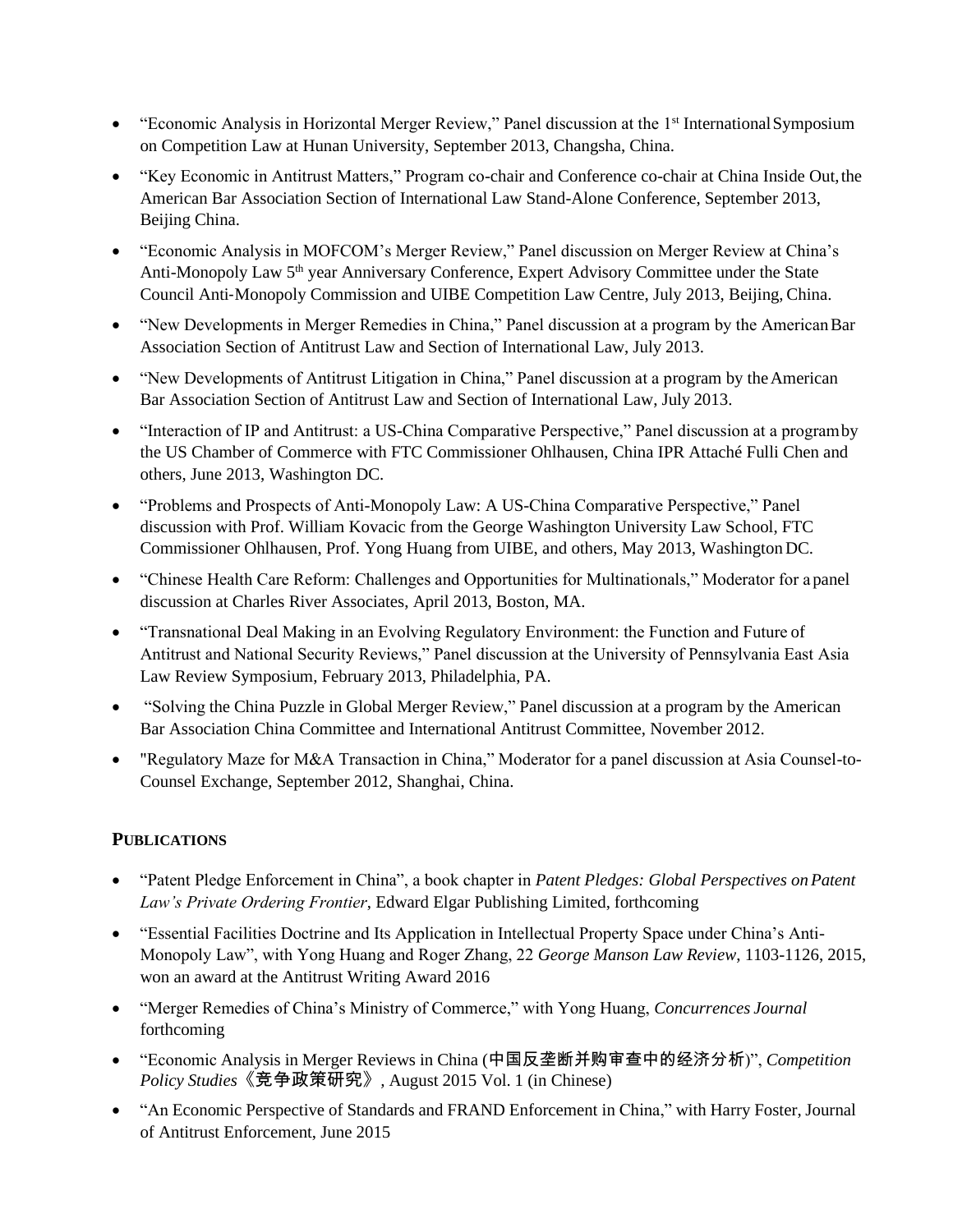- "Economic Analysis in Horizontal Merger Review," Panel discussion at the 1st International Symposium on Competition Law at Hunan University, September 2013, Changsha, China.
- "Key Economic in Antitrust Matters," Program co-chair and Conference co-chair at China Inside Out, the American Bar Association Section of International Law Stand-Alone Conference, September 2013, Beijing China.
- "Economic Analysis in MOFCOM's Merger Review," Panel discussion on Merger Review at China's Anti-Monopoly Law 5th year Anniversary Conference, Expert Advisory Committee under the State Council Anti-Monopoly Commission and UIBE Competition Law Centre, July 2013, Beijing, China.
- "New Developments in Merger Remedies in China," Panel discussion at a program by the American Bar Association Section of Antitrust Law and Section of International Law, July 2013.
- "New Developments of Antitrust Litigation in China," Panel discussion at a program by the American Bar Association Section of Antitrust Law and Section of International Law, July 2013.
- "Interaction of IP and Antitrust: a US-China Comparative Perspective," Panel discussion at a program by the US Chamber of Commerce with FTC Commissioner Ohlhausen, China IPR Attaché Fulli Chen and others, June 2013, Washington DC.
- "Problems and Prospects of Anti-Monopoly Law: A US-China Comparative Perspective," Panel discussion with Prof. William Kovacic from the George Washington University Law School, FTC Commissioner Ohlhausen, Prof. Yong Huang from UIBE, and others, May 2013, Washington DC.
- "Chinese Health Care Reform: Challenges and Opportunities for Multinationals," Moderator for a panel discussion at Charles River Associates, April 2013, Boston, MA.
- "Transnational Deal Making in an Evolving Regulatory Environment: the Function and Future of Antitrust and National Security Reviews," Panel discussion at the University of Pennsylvania East Asia Law Review Symposium, February 2013, Philadelphia, PA.
- "Solving the China Puzzle in Global Merger Review," Panel discussion at a program by the American Bar Association China Committee and International Antitrust Committee, November 2012.
- "Regulatory Maze for M&A Transaction in China," Moderator for a panel discussion at Asia Counsel-to-Counsel Exchange, September 2012, Shanghai, China.

## PUBLICATIONS

- "Patent Pledge Enforcement in China", a book chapter in *Patent Pledges: Global Perspectives on Patent Law's Private Ordering Frontier*, Edward Elgar Publishing Limited, forthcoming
- "Essential Facilities Doctrine and Its Application in Intellectual Property Space under China's Anti-Monopoly Law", with Yong Huang and Roger Zhang, 22 *George Manson Law Review*, 1103-1126, 2015, won an award at the Antitrust Writing Award 2016
- "Merger Remedies of China's Ministry of Commerce," with Yong Huang, *Concurrences Journal* forthcoming
- "Economic Analysis in Merger Reviews in China (中国反垄断并购审查中的经济分析)", *Competition Policy Studies*《竞争政策研究》, August 2015 Vol. 1 (in Chinese)
- "An Economic Perspective of Standards and FRAND Enforcement in China," with Harry Foster, Journal of Antitrust Enforcement, June 2015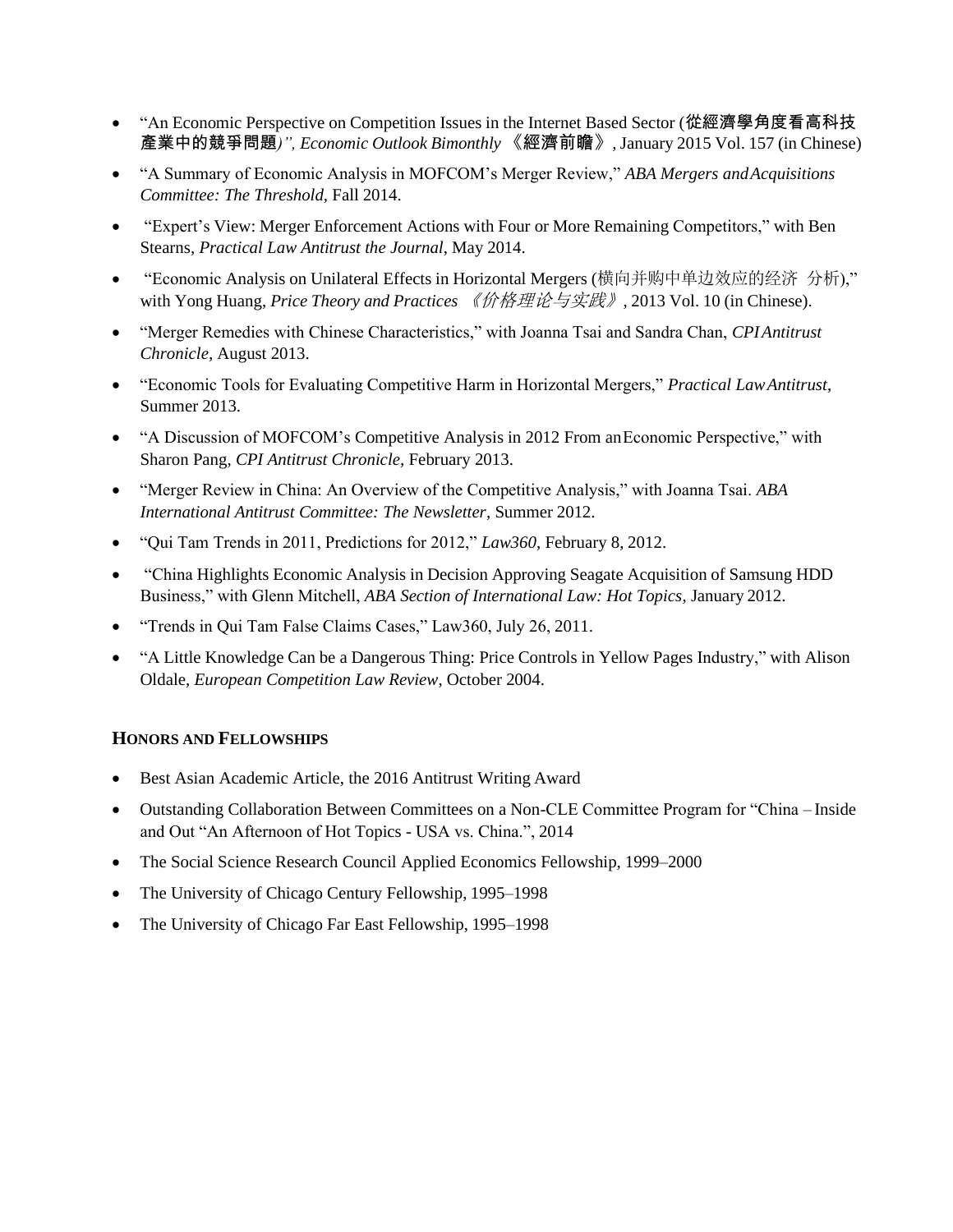- "An Economic Perspective on Competition Issues in the Internet Based Sector (**從經濟學角度看高科技產業中的競爭問題**)", *Economic Outlook Bimonthly* 《經濟前瞻》, January 2015 Vol. 157 (in Chinese)
- "A Summary of Economic Analysis in MOFCOM's Merger Review," *ABA Mergers and Acquisitions Committee: The Threshold,* Fall 2014.
- "Expert's View: Merger Enforcement Actions with Four or More Remaining Competitors," with Ben Stearns, *Practical Law Antitrust the Journal*, May 2014.
- "Economic Analysis on Unilateral Effects in Horizontal Mergers (横向并购中单边效应的经济 分析)," with Yong Huang, *Price Theory and Practices* 《价格理论与实践》, 2013 Vol. 10 (in Chinese).
- "Merger Remedies with Chinese Characteristics," with Joanna Tsai and Sandra Chan, *CPI Antitrust Chronicle,* August 2013.
- "Economic Tools for Evaluating Competitive Harm in Horizontal Mergers," *Practical Law Antitrust*, Summer 2013.
- "A Discussion of MOFCOM's Competitive Analysis in 2012 From an Economic Perspective," with Sharon Pang, *CPI Antitrust Chronicle,* February 2013.
- "Merger Review in China: An Overview of the Competitive Analysis," with Joanna Tsai. *ABA International Antitrust Committee: The Newsletter*, Summer 2012.
- "Qui Tam Trends in 2011, Predictions for 2012," *Law360*, February 8, 2012.
- "China Highlights Economic Analysis in Decision Approving Seagate Acquisition of Samsung HDD Business," with Glenn Mitchell, *ABA Section of International Law: Hot Topics*, January 2012.
- "Trends in Qui Tam False Claims Cases," Law360, July 26, 2011.
- "A Little Knowledge Can be a Dangerous Thing: Price Controls in Yellow Pages Industry," with Alison Oldale, *European Competition Law Review*, October 2004.

## HONORS AND FELLOWSHIPS

- Best Asian Academic Article, the 2016 Antitrust Writing Award
- Outstanding Collaboration Between Committees on a Non-CLE Committee Program for "China – Inside and Out "An Afternoon of Hot Topics - USA vs. China.", 2014
- The Social Science Research Council Applied Economics Fellowship, 1999–2000
- The University of Chicago Century Fellowship, 1995–1998
- The University of Chicago Far East Fellowship, 1995–1998